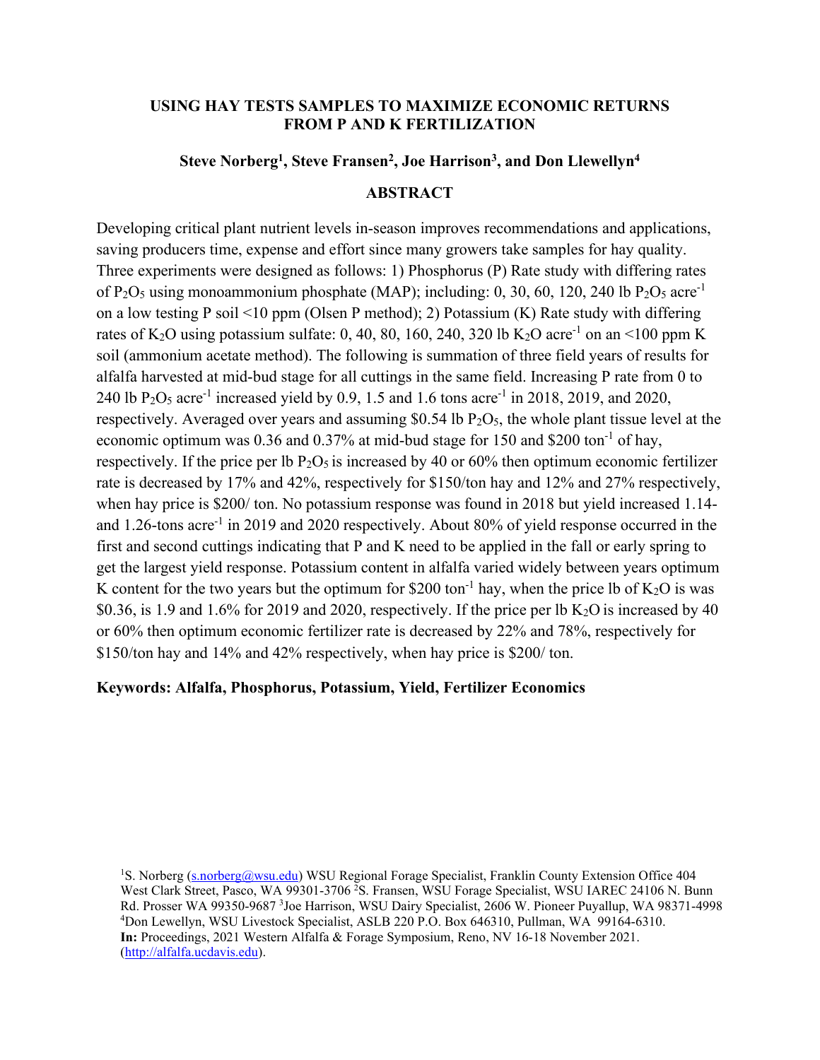# USING HAY TESTS SAMPLES TO MAXIMIZE ECONOMIC RETURNS FROM P AND K FERTILIZATION

**Steve Norberg[1], Steve Fransen[2], Joe Harrison[3], and Don Llewellyn[4]**

## ABSTRACT

Developing critical plant nutrient levels in-season improves recommendations and applications, saving producers time, expense and effort since many growers take samples for hay quality. Three experiments were designed as follows: 1) Phosphorus (P) Rate study with differing rates of $P_2O_5$ using monoammonium phosphate (MAP); including: 0, 30, 60, 120, 240 lb $P_2O_5$ acre$^{-1}$ on a low testing P soil <10 ppm (Olsen P method); 2) Potassium (K) Rate study with differing rates of $K_2O$ using potassium sulfate: 0, 40, 80, 160, 240, 320 lb $K_2O$ acre$^{-1}$ on an <100 ppm K soil (ammonium acetate method). The following is summation of three field years of results for alfalfa harvested at mid-bud stage for all cuttings in the same field. Increasing P rate from 0 to 240 lb $P_2O_5$ acre$^{-1}$ increased yield by 0.9, 1.5 and 1.6 tons acre$^{-1}$ in 2018, 2019, and 2020, respectively. Averaged over years and assuming \$0.54 lb $P_2O_5$, the whole plant tissue level at the economic optimum was 0.36 and 0.37% at mid-bud stage for 150 and \$200 ton$^{-1}$ of hay, respectively. If the price per lb $P_2O_5$ is increased by 40 or 60% then optimum economic fertilizer rate is decreased by 17% and 42%, respectively for \$150/ton hay and 12% and 27% respectively, when hay price is \$200/ ton. No potassium response was found in 2018 but yield increased 1.14- and 1.26-tons acre$^{-1}$ in 2019 and 2020 respectively. About 80% of yield response occurred in the first and second cuttings indicating that P and K need to be applied in the fall or early spring to get the largest yield response. Potassium content in alfalfa varied widely between years optimum K content for the two years but the optimum for \$200 ton$^{-1}$ hay, when the price lb of $K_2O$ is was \$0.36, is 1.9 and 1.6% for 2019 and 2020, respectively. If the price per lb $K_2O$ is increased by 40 or 60% then optimum economic fertilizer rate is decreased by 22% and 78%, respectively for \$150/ton hay and 14% and 42% respectively, when hay price is \$200/ ton.

**Keywords: Alfalfa, Phosphorus, Potassium, Yield, Fertilizer Economics**

[1]S. Norberg (s.norberg@wsu.edu) WSU Regional Forage Specialist, Franklin County Extension Office 404 West Clark Street, Pasco, WA 99301-3706 [2]S. Fransen, WSU Forage Specialist, WSU IAREC 24106 N. Bunn Rd. Prosser WA 99350-9687 [3]Joe Harrison, WSU Dairy Specialist, 2606 W. Pioneer Puyallup, WA 98371-4998 [4]Don Lewellyn, WSU Livestock Specialist, ASLB 220 P.O. Box 646310, Pullman, WA 99164-6310.
**In:** Proceedings, 2021 Western Alfalfa & Forage Symposium, Reno, NV 16-18 November 2021. (http://alfalfa.ucdavis.edu).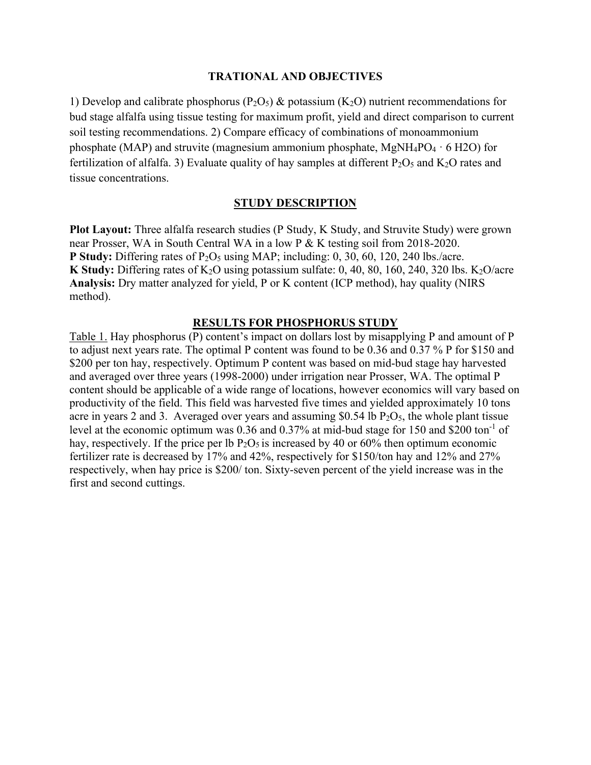## TRATIONAL AND OBJECTIVES

1) Develop and calibrate phosphorus ($P_2O_5$) & potassium ($K_2O$) nutrient recommendations for bud stage alfalfa using tissue testing for maximum profit, yield and direct comparison to current soil testing recommendations. 2) Compare efficacy of combinations of monoammonium phosphate (MAP) and struvite (magnesium ammonium phosphate, $MgNH_4PO_4 \cdot 6\,H_2O$) for fertilization of alfalfa. 3) Evaluate quality of hay samples at different $P_2O_5$ and $K_2O$ rates and tissue concentrations.

## STUDY DESCRIPTION

**Plot Layout:** Three alfalfa research studies (P Study, K Study, and Struvite Study) were grown near Prosser, WA in South Central WA in a low P & K testing soil from 2018-2020.
**P Study:** Differing rates of $P_2O_5$ using MAP; including: 0, 30, 60, 120, 240 lbs./acre.
**K Study:** Differing rates of $K_2O$ using potassium sulfate: 0, 40, 80, 160, 240, 320 lbs. $K_2O$/acre
**Analysis:** Dry matter analyzed for yield, P or K content (ICP method), hay quality (NIRS method).

## RESULTS FOR PHOSPHORUS STUDY

Table 1. Hay phosphorus (P) content's impact on dollars lost by misapplying P and amount of P to adjust next years rate. The optimal P content was found to be 0.36 and 0.37 % P for \$150 and \$200 per ton hay, respectively. Optimum P content was based on mid-bud stage hay harvested and averaged over three years (1998-2000) under irrigation near Prosser, WA. The optimal P content should be applicable of a wide range of locations, however economics will vary based on productivity of the field. This field was harvested five times and yielded approximately 10 tons acre in years 2 and 3. Averaged over years and assuming \$0.54 lb $P_2O_5$, the whole plant tissue level at the economic optimum was 0.36 and 0.37% at mid-bud stage for 150 and \$200 ton$^{-1}$ of hay, respectively. If the price per lb $P_2O_5$ is increased by 40 or 60% then optimum economic fertilizer rate is decreased by 17% and 42%, respectively for \$150/ton hay and 12% and 27% respectively, when hay price is \$200/ ton. Sixty-seven percent of the yield increase was in the first and second cuttings.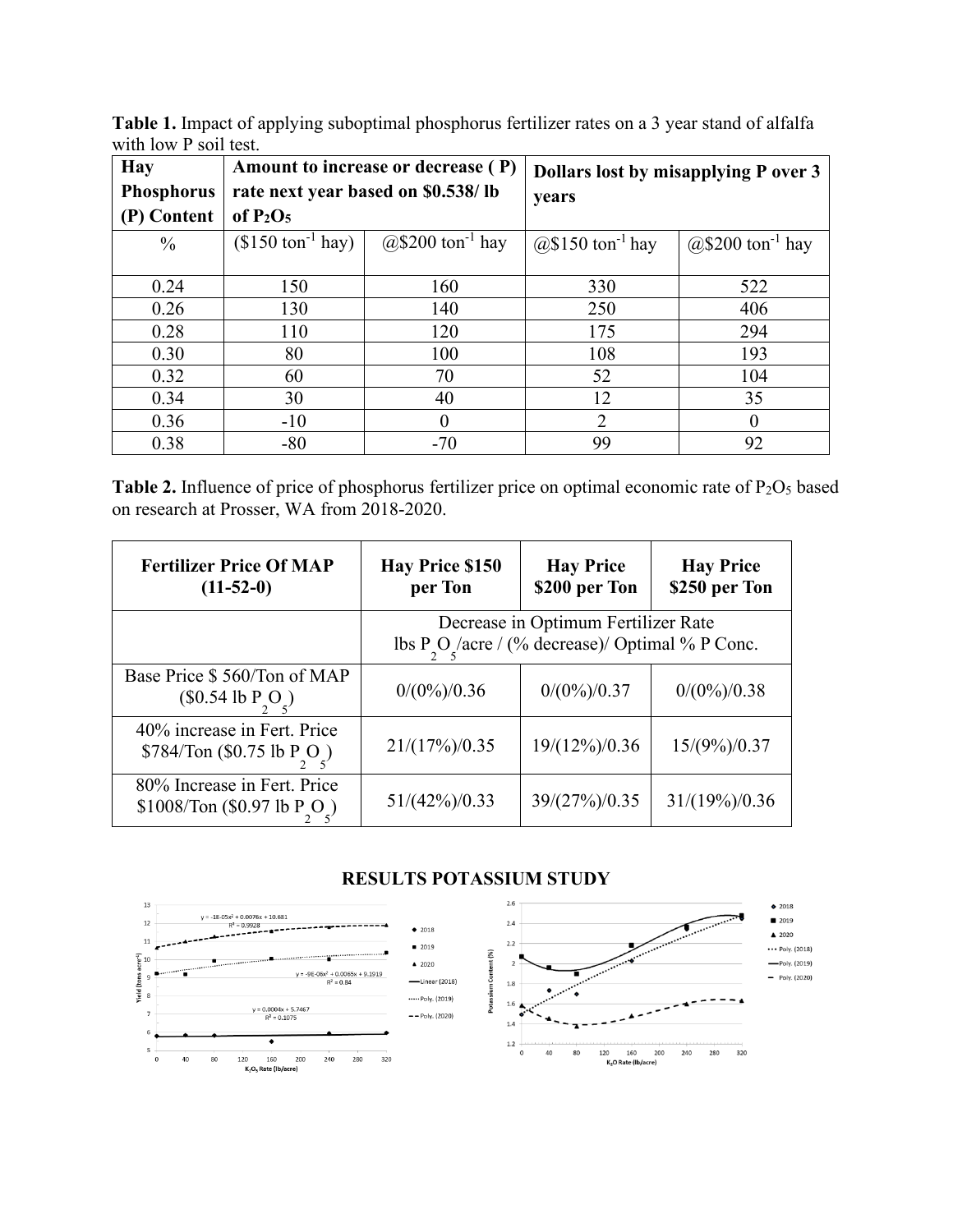**Table 1.** Impact of applying suboptimal phosphorus fertilizer rates on a 3 year stand of alfalfa with low P soil test.

| Hay Phosphorus (P) Content | Amount to increase or decrease ( P) rate next year based on \$0.538/ lb of $P_2O_5$ | | Dollars lost by misapplying P over 3 years | |
|---|---|---|---|---|
| % | (\$150 $ton^{-1}$ hay) | @\$200 $ton^{-1}$ hay | @\$150 $ton^{-1}$ hay | @\$200 $ton^{-1}$ hay |
| 0.24 | 150 | 160 | 330 | 522 |
| 0.26 | 130 | 140 | 250 | 406 |
| 0.28 | 110 | 120 | 175 | 294 |
| 0.30 | 80 | 100 | 108 | 193 |
| 0.32 | 60 | 70 | 52 | 104 |
| 0.34 | 30 | 40 | 12 | 35 |
| 0.36 | -10 | 0 | 2 | 0 |
| 0.38 | -80 | -70 | 99 | 92 |

**Table 2.** Influence of price of phosphorus fertilizer price on optimal economic rate of $P_2O_5$ based on research at Prosser, WA from 2018-2020.

| Fertilizer Price Of MAP (11-52-0) | Hay Price \$150 per Ton | Hay Price \$200 per Ton | Hay Price \$250 per Ton |
|---|---|---|---|
| | Decrease in Optimum Fertilizer Rate lbs $P_2O_5$/acre / (% decrease)/ Optimal % P Conc. | | |
| Base Price \$ 560/Ton of MAP (\$0.54 lb $P_2O_5$) | 0/(0%)/0.36 | 0/(0%)/0.37 | 0/(0%)/0.38 |
| 40% increase in Fert. Price \$784/Ton (\$0.75 lb $P_2O_5$) | 21/(17%)/0.35 | 19/(12%)/0.36 | 15/(9%)/0.37 |
| 80% Increase in Fert. Price \$1008/Ton (\$0.97 lb $P_2O_5$) | 51/(42%)/0.33 | 39/(27%)/0.35 | 31/(19%)/0.36 |

## RESULTS POTASSIUM STUDY

y = -1E-05x² + 0.0076x + 10.681
R² = 0.9928

y = -9E-06x² + 0.0065x + 9.1919
R² = 0.84

y = 0.0004x + 5.7467
R² = 0.1075

Yield (tons acre⁻¹)

K₂O₅ Rate (lb/acre)

2018, 2019, 2020, Linear (2018), Poly. (2019), Poly. (2020)

Potassium Content (%)

K₂O Rate (lb/acre)

2018, 2019, 2020, Poly. (2018), Poly. (2019), Poly. (2020)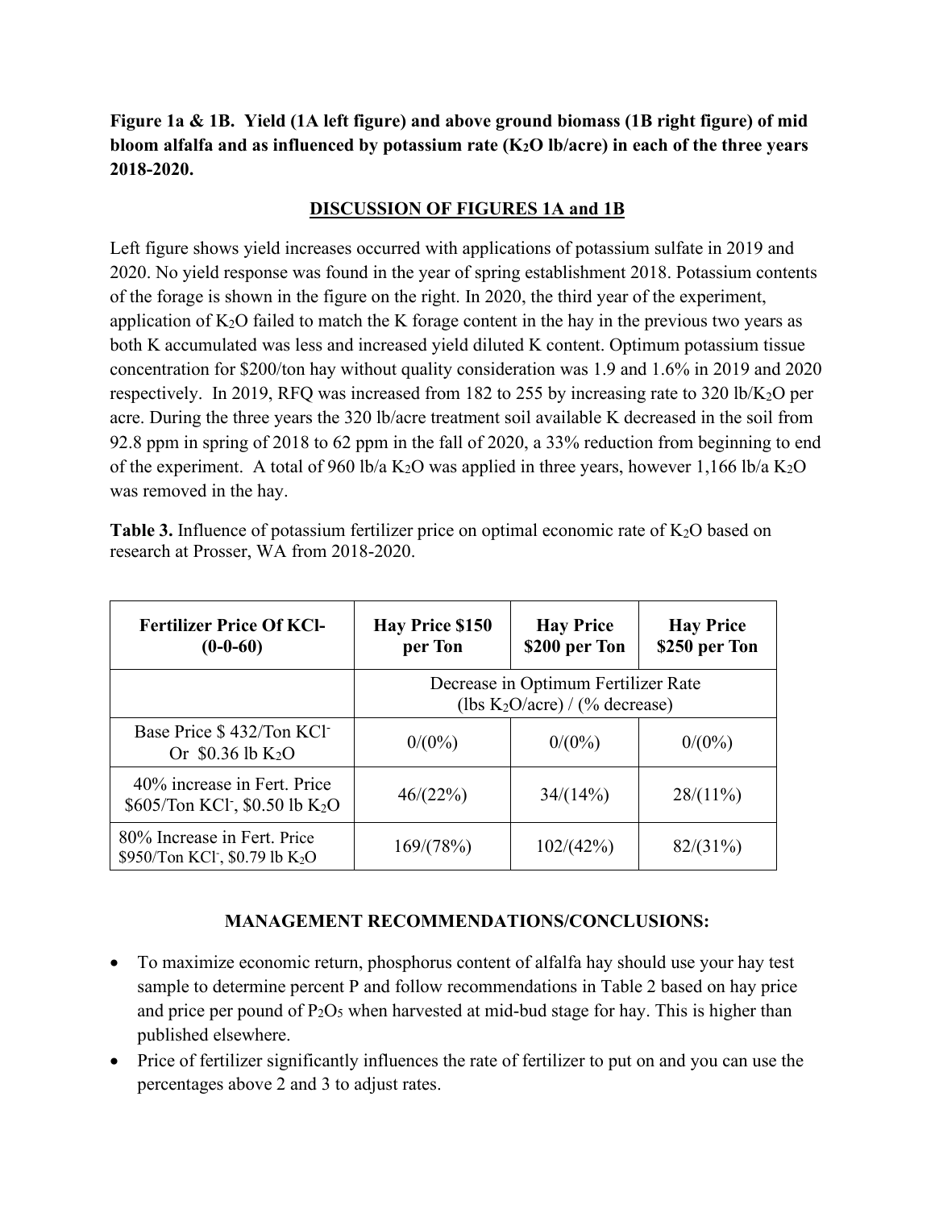**Figure 1a & 1B. Yield (1A left figure) and above ground biomass (1B right figure) of mid bloom alfalfa and as influenced by potassium rate ($K_2O$ lb/acre) in each of the three years 2018-2020.**

## DISCUSSION OF FIGURES 1A and 1B

Left figure shows yield increases occurred with applications of potassium sulfate in 2019 and 2020. No yield response was found in the year of spring establishment 2018. Potassium contents of the forage is shown in the figure on the right. In 2020, the third year of the experiment, application of $K_2O$ failed to match the K forage content in the hay in the previous two years as both K accumulated was less and increased yield diluted K content. Optimum potassium tissue concentration for \$200/ton hay without quality consideration was 1.9 and 1.6% in 2019 and 2020 respectively. In 2019, RFQ was increased from 182 to 255 by increasing rate to 320 lb/$K_2O$ per acre. During the three years the 320 lb/acre treatment soil available K decreased in the soil from 92.8 ppm in spring of 2018 to 62 ppm in the fall of 2020, a 33% reduction from beginning to end of the experiment. A total of 960 lb/a $K_2O$ was applied in three years, however 1,166 lb/a $K_2O$ was removed in the hay.

**Table 3.** Influence of potassium fertilizer price on optimal economic rate of $K_2O$ based on research at Prosser, WA from 2018-2020.

| Fertilizer Price Of KCl-(0-0-60) | Hay Price \$150 per Ton | Hay Price \$200 per Ton | Hay Price \$250 per Ton |
|---|---|---|---|
| | Decrease in Optimum Fertilizer Rate (lbs $K_2O$/acre) / (% decrease) | | |
| Base Price \$ 432/Ton $KCl^-$ Or \$0.36 lb $K_2O$ | 0/(0%) | 0/(0%) | 0/(0%) |
| 40% increase in Fert. Price \$605/Ton $KCl^-$, \$0.50 lb $K_2O$ | 46/(22%) | 34/(14%) | 28/(11%) |
| 80% Increase in Fert. Price \$950/Ton $KCl^-$, \$0.79 lb $K_2O$ | 169/(78%) | 102/(42%) | 82/(31%) |

## MANAGEMENT RECOMMENDATIONS/CONCLUSIONS:

- To maximize economic return, phosphorus content of alfalfa hay should use your hay test sample to determine percent P and follow recommendations in Table 2 based on hay price and price per pound of $P_2O_5$ when harvested at mid-bud stage for hay. This is higher than published elsewhere.
- Price of fertilizer significantly influences the rate of fertilizer to put on and you can use the percentages above 2 and 3 to adjust rates.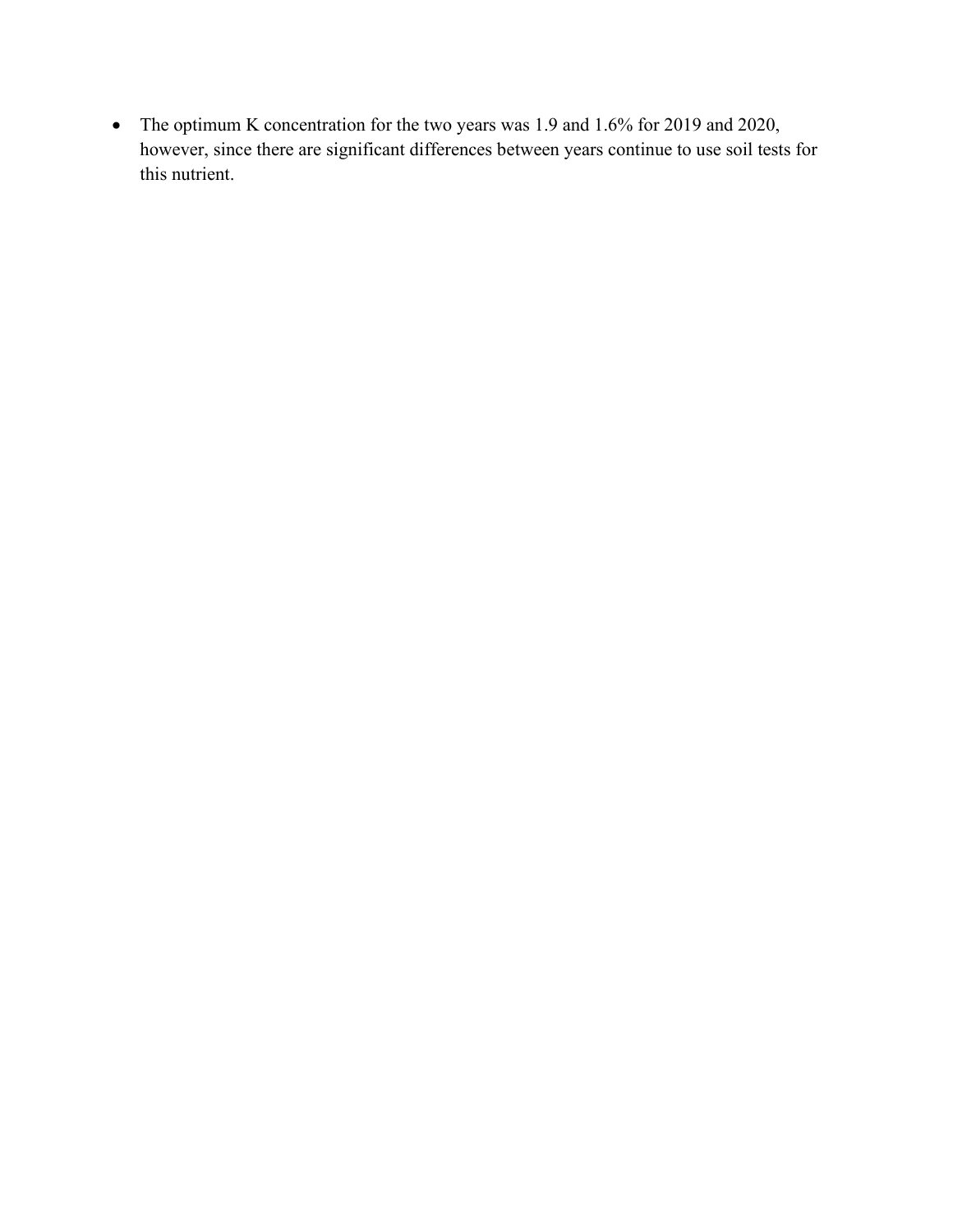- The optimum K concentration for the two years was 1.9 and 1.6% for 2019 and 2020, however, since there are significant differences between years continue to use soil tests for this nutrient.